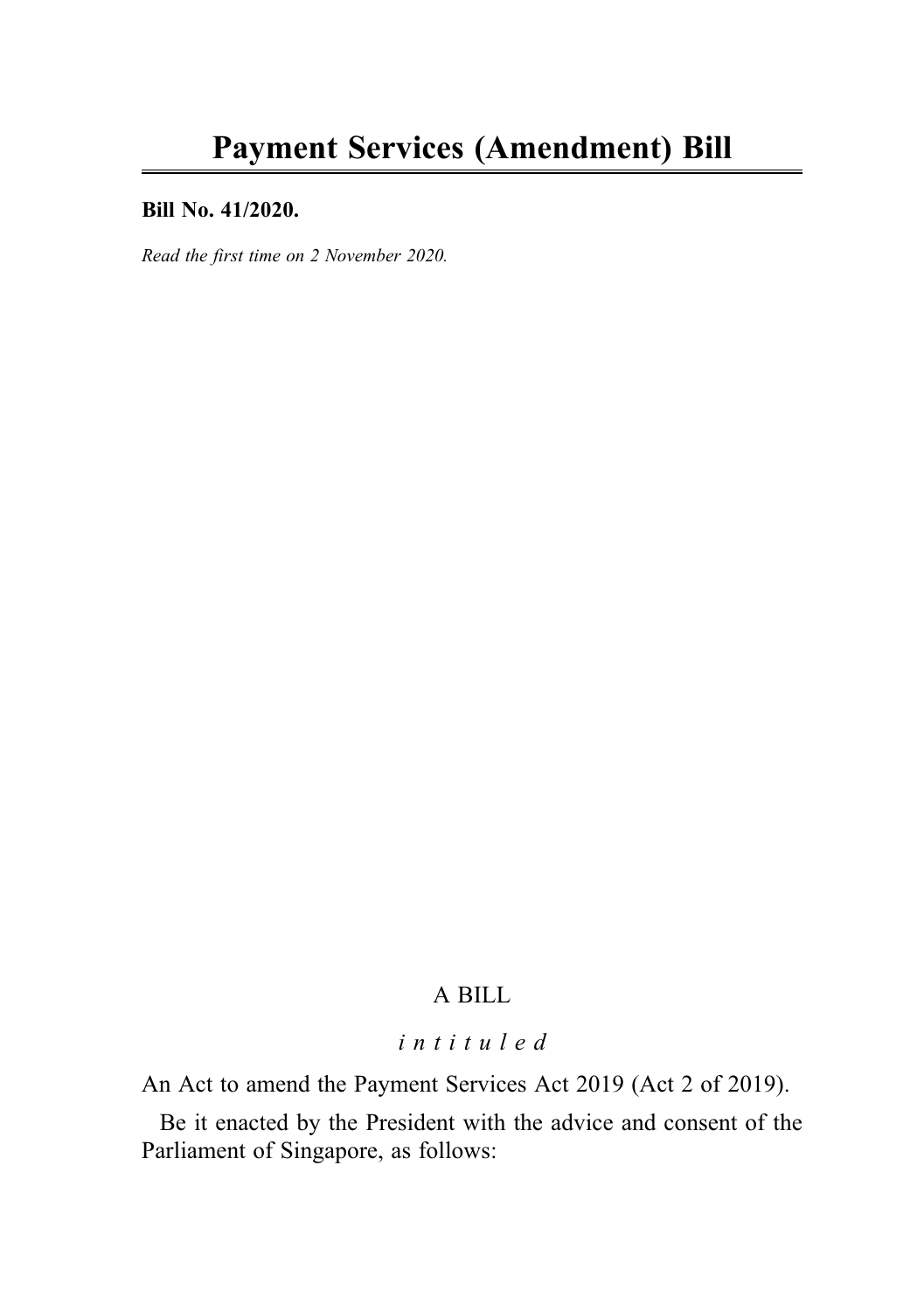# Payment Services (Amendment) Bill

**Bill No. 41/2020.**

*Read the first time on 2 November 2020.*

A BILL

*i n t i t u l e d*

An Act to amend the Payment Services Act 2019 (Act 2 of 2019).

Be it enacted by the President with the advice and consent of the Parliament of Singapore, as follows: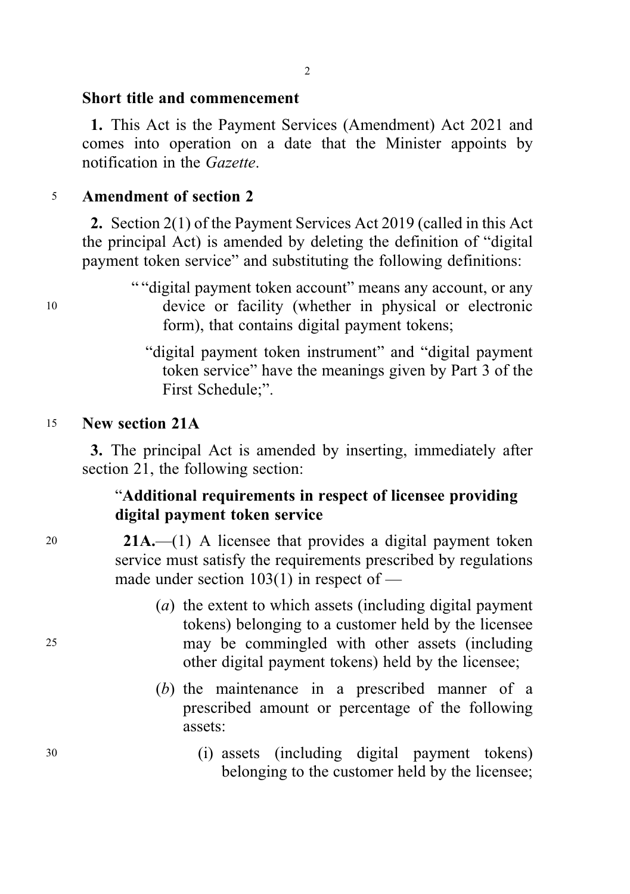### Short title and commencement

**1.** This Act is the Payment Services (Amendment) Act 2021 and comes into operation on a date that the Minister appoints by notification in the *Gazette*.

### Amendment of section 2

**2.** Section 2(1) of the Payment Services Act 2019 (called in this Act the principal Act) is amended by deleting the definition of "digital payment token service" and substituting the following definitions:

> ""digital payment token account" means any account, or any device or facility (whether in physical or electronic form), that contains digital payment tokens;
>
> "digital payment token instrument" and "digital payment token service" have the meanings given by Part 3 of the First Schedule;".

### New section 21A

**3.** The principal Act is amended by inserting, immediately after section 21, the following section:

> "**Additional requirements in respect of licensee providing digital payment token service**
>
> **21A.**—(1) A licensee that provides a digital payment token service must satisfy the requirements prescribed by regulations made under section 103(1) in respect of —
>
> (*a*) the extent to which assets (including digital payment tokens) belonging to a customer held by the licensee may be commingled with other assets (including other digital payment tokens) held by the licensee;
>
> (*b*) the maintenance in a prescribed manner of a prescribed amount or percentage of the following assets:
>
> (i) assets (including digital payment tokens) belonging to the customer held by the licensee;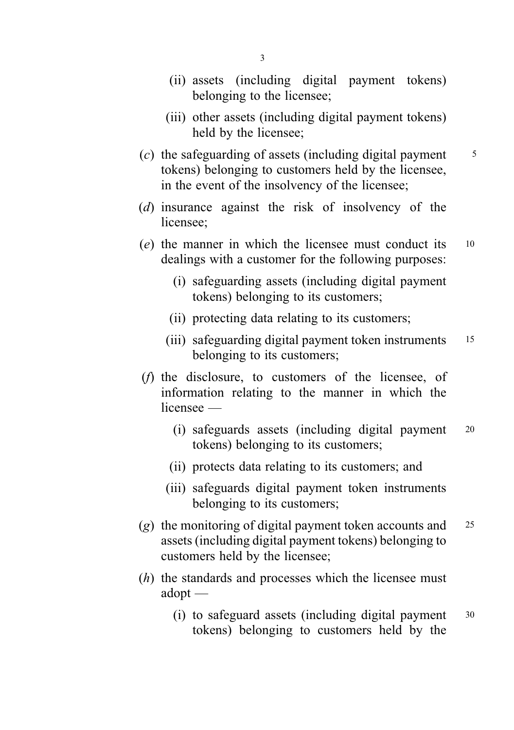(ii) assets (including digital payment tokens) belonging to the licensee;

(iii) other assets (including digital payment tokens) held by the licensee;

(*c*) the safeguarding of assets (including digital payment tokens) belonging to customers held by the licensee, in the event of the insolvency of the licensee;

(*d*) insurance against the risk of insolvency of the licensee;

(*e*) the manner in which the licensee must conduct its dealings with a customer for the following purposes:

(i) safeguarding assets (including digital payment tokens) belonging to its customers;

(ii) protecting data relating to its customers;

(iii) safeguarding digital payment token instruments belonging to its customers;

(*f*) the disclosure, to customers of the licensee, of information relating to the manner in which the licensee —

(i) safeguards assets (including digital payment tokens) belonging to its customers;

(ii) protects data relating to its customers; and

(iii) safeguards digital payment token instruments belonging to its customers;

(*g*) the monitoring of digital payment token accounts and assets (including digital payment tokens) belonging to customers held by the licensee;

(*h*) the standards and processes which the licensee must adopt —

(i) to safeguard assets (including digital payment tokens) belonging to customers held by the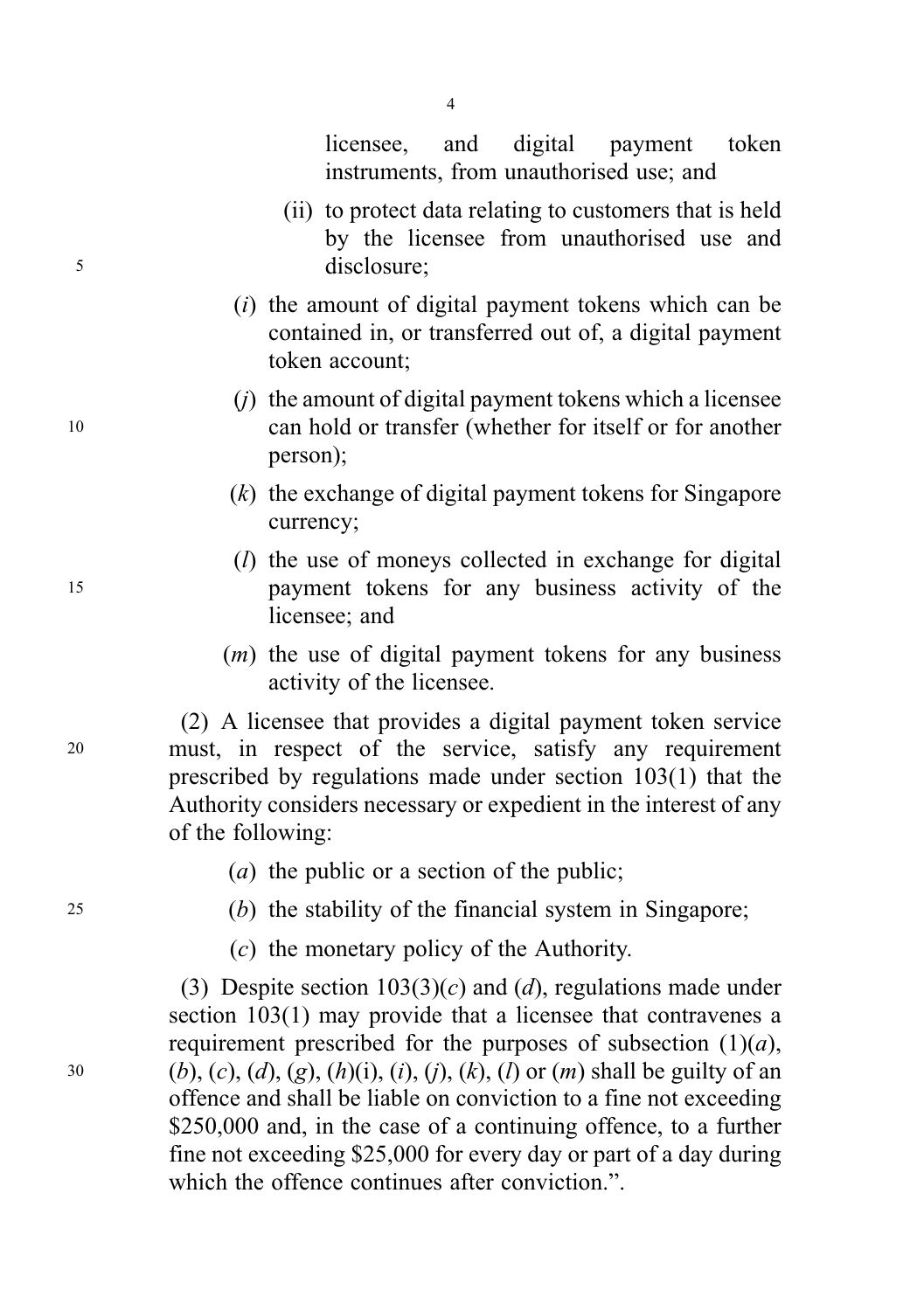licensee, and digital payment token instruments, from unauthorised use; and

(ii) to protect data relating to customers that is held by the licensee from unauthorised use and disclosure;

(*i*) the amount of digital payment tokens which can be contained in, or transferred out of, a digital payment token account;

(*j*) the amount of digital payment tokens which a licensee can hold or transfer (whether for itself or for another person);

(*k*) the exchange of digital payment tokens for Singapore currency;

(*l*) the use of moneys collected in exchange for digital payment tokens for any business activity of the licensee; and

(*m*) the use of digital payment tokens for any business activity of the licensee.

(2) A licensee that provides a digital payment token service must, in respect of the service, satisfy any requirement prescribed by regulations made under section 103(1) that the Authority considers necessary or expedient in the interest of any of the following:

(*a*) the public or a section of the public;

(*b*) the stability of the financial system in Singapore;

(*c*) the monetary policy of the Authority.

(3) Despite section 103(3)(*c*) and (*d*), regulations made under section 103(1) may provide that a licensee that contravenes a requirement prescribed for the purposes of subsection (1)(*a*), (*b*), (*c*), (*d*), (*g*), (*h*)(i), (*i*), (*j*), (*k*), (*l*) or (*m*) shall be guilty of an offence and shall be liable on conviction to a fine not exceeding $250,000 and, in the case of a continuing offence, to a further fine not exceeding $25,000 for every day or part of a day during which the offence continues after conviction.".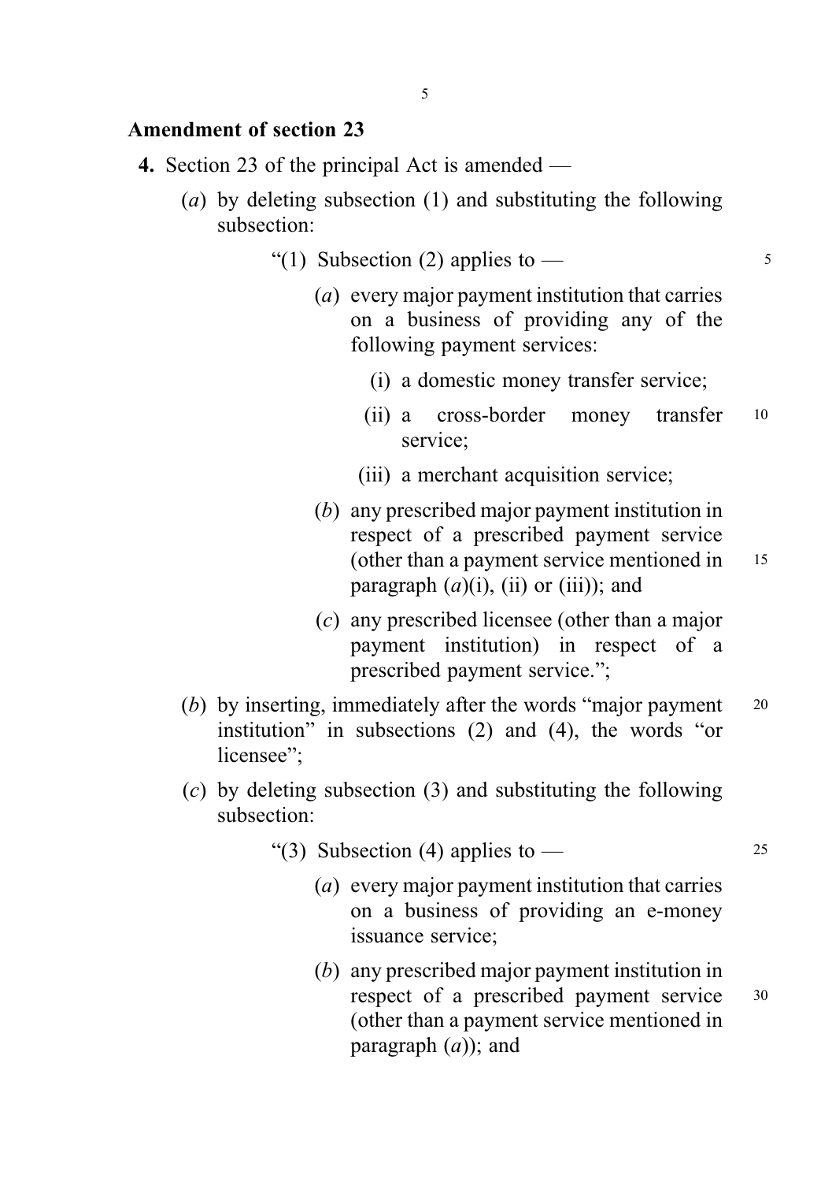**Amendment of section 23**

**4.** Section 23 of the principal Act is amended —

(*a*) by deleting subsection (1) and substituting the following subsection:

> "(1) Subsection (2) applies to —
>
> (*a*) every major payment institution that carries on a business of providing any of the following payment services:
>
> > (i) a domestic money transfer service;
> >
> > (ii) a cross-border money transfer service;
> >
> > (iii) a merchant acquisition service;
>
> (*b*) any prescribed major payment institution in respect of a prescribed payment service (other than a payment service mentioned in paragraph (*a*)(i), (ii) or (iii)); and
>
> (*c*) any prescribed licensee (other than a major payment institution) in respect of a prescribed payment service.";

(*b*) by inserting, immediately after the words "major payment institution" in subsections (2) and (4), the words "or licensee";

(*c*) by deleting subsection (3) and substituting the following subsection:

> "(3) Subsection (4) applies to —
>
> (*a*) every major payment institution that carries on a business of providing an e-money issuance service;
>
> (*b*) any prescribed major payment institution in respect of a prescribed payment service (other than a payment service mentioned in paragraph (*a*)); and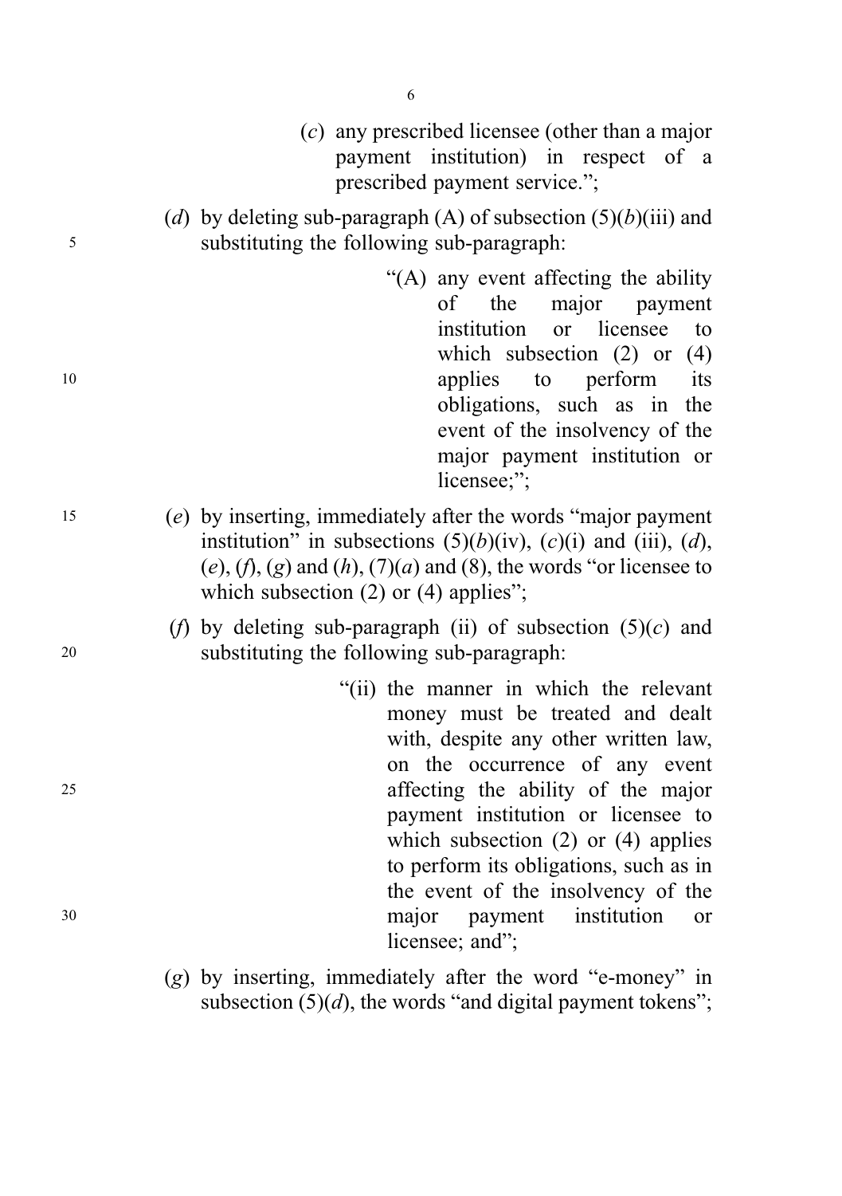(*c*) any prescribed licensee (other than a major payment institution) in respect of a prescribed payment service.";

(*d*) by deleting sub-paragraph (A) of subsection (5)(*b*)(iii) and substituting the following sub-paragraph:

> "(A) any event affecting the ability of the major payment institution or licensee to which subsection (2) or (4) applies to perform its obligations, such as in the event of the insolvency of the major payment institution or licensee;";

(*e*) by inserting, immediately after the words "major payment institution" in subsections (5)(*b*)(iv), (*c*)(i) and (iii), (*d*), (*e*), (*f*), (*g*) and (*h*), (7)(*a*) and (8), the words "or licensee to which subsection (2) or (4) applies";

(*f*) by deleting sub-paragraph (ii) of subsection (5)(*c*) and substituting the following sub-paragraph:

> "(ii) the manner in which the relevant money must be treated and dealt with, despite any other written law, on the occurrence of any event affecting the ability of the major payment institution or licensee to which subsection (2) or (4) applies to perform its obligations, such as in the event of the insolvency of the major payment institution or licensee; and";

(*g*) by inserting, immediately after the word "e-money" in subsection (5)(*d*), the words "and digital payment tokens";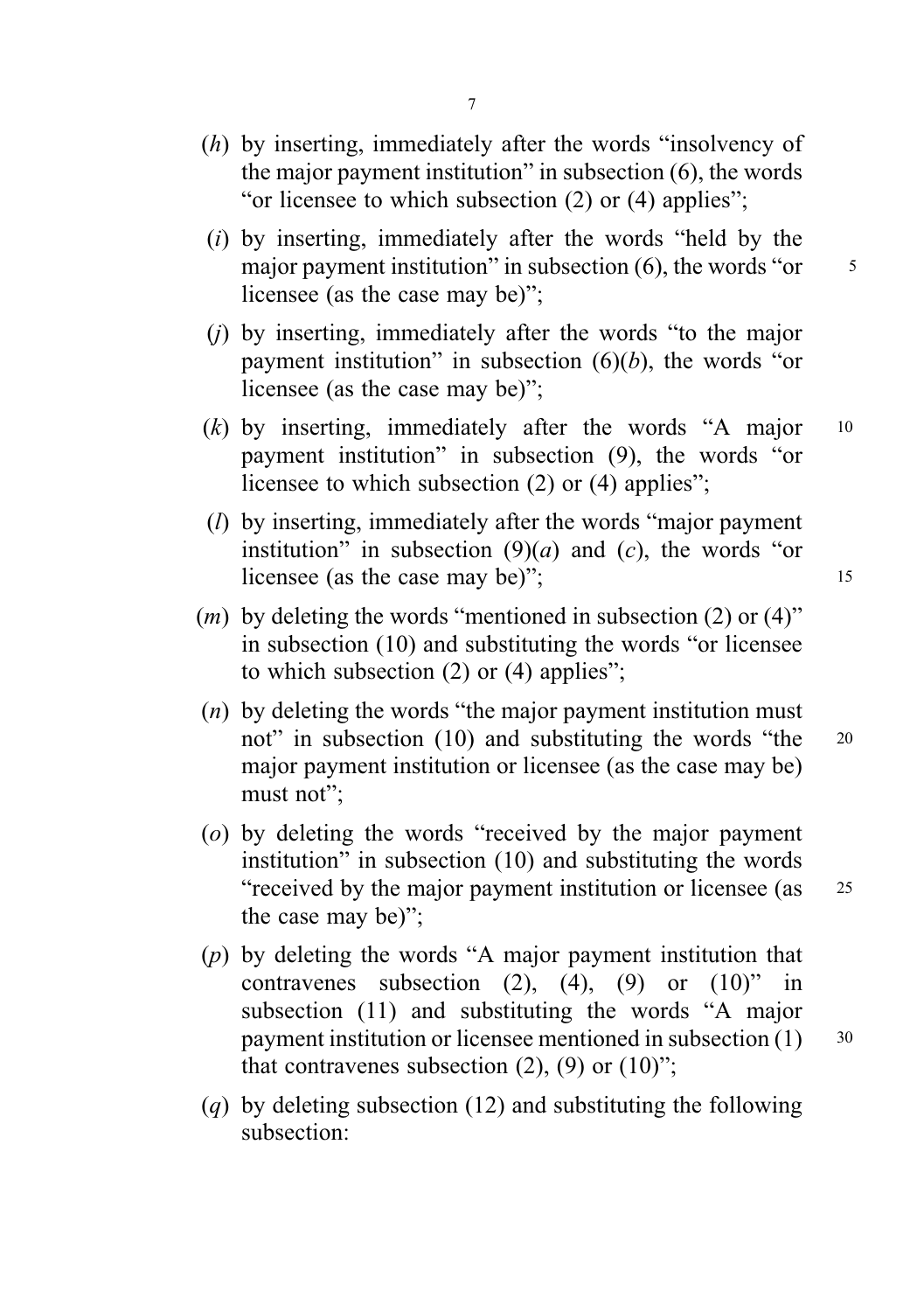(*h*) by inserting, immediately after the words "insolvency of the major payment institution" in subsection (6), the words "or licensee to which subsection (2) or (4) applies";

(*i*) by inserting, immediately after the words "held by the major payment institution" in subsection (6), the words "or licensee (as the case may be)";

(*j*) by inserting, immediately after the words "to the major payment institution" in subsection (6)(*b*), the words "or licensee (as the case may be)";

(*k*) by inserting, immediately after the words "A major payment institution" in subsection (9), the words "or licensee to which subsection (2) or (4) applies";

(*l*) by inserting, immediately after the words "major payment institution" in subsection (9)(*a*) and (*c*), the words "or licensee (as the case may be)";

(*m*) by deleting the words "mentioned in subsection (2) or (4)" in subsection (10) and substituting the words "or licensee to which subsection (2) or (4) applies";

(*n*) by deleting the words "the major payment institution must not" in subsection (10) and substituting the words "the major payment institution or licensee (as the case may be) must not";

(*o*) by deleting the words "received by the major payment institution" in subsection (10) and substituting the words "received by the major payment institution or licensee (as the case may be)";

(*p*) by deleting the words "A major payment institution that contravenes subsection (2), (4), (9) or (10)" in subsection (11) and substituting the words "A major payment institution or licensee mentioned in subsection (1) that contravenes subsection (2), (9) or (10)";

(*q*) by deleting subsection (12) and substituting the following subsection: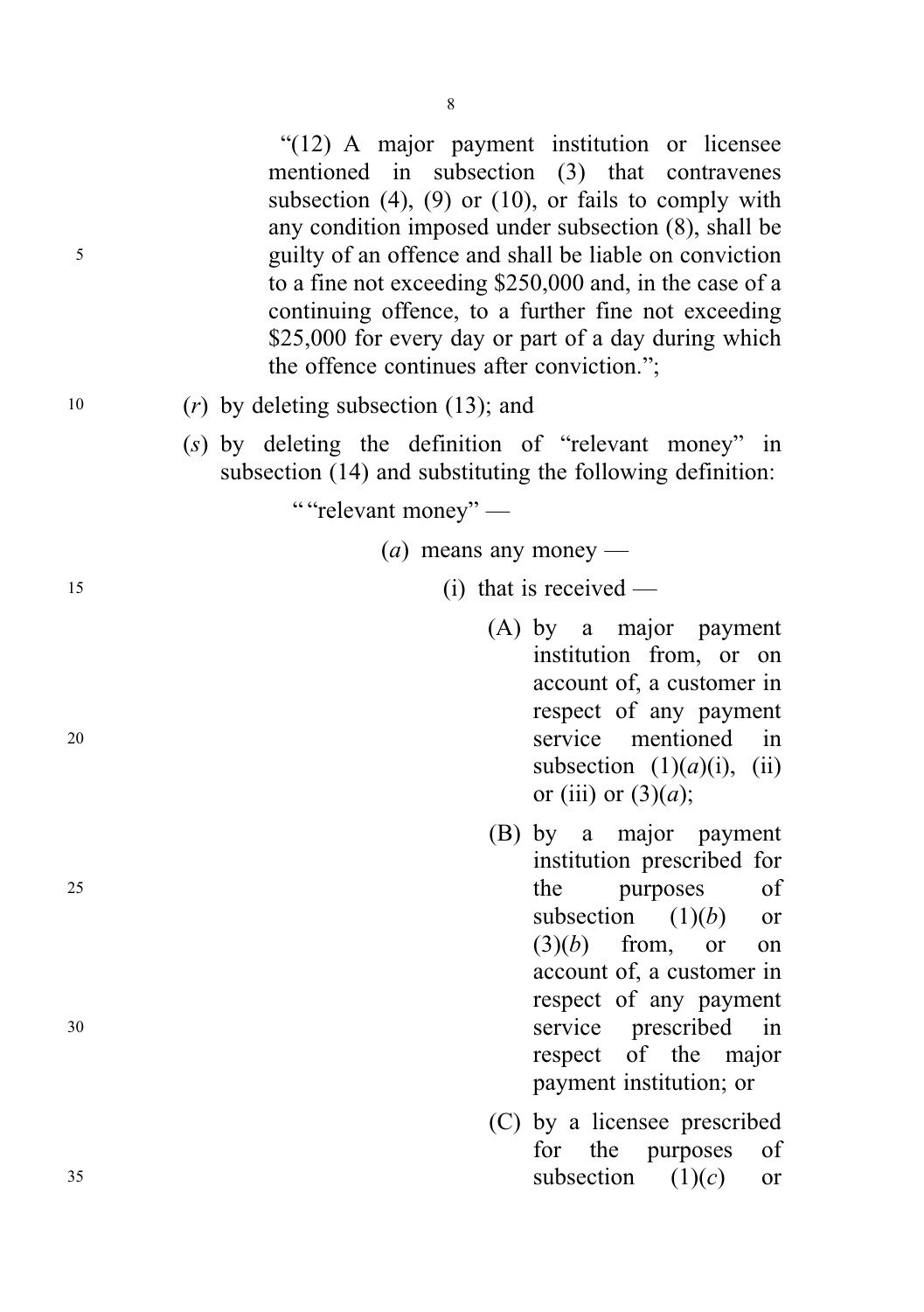"(12) A major payment institution or licensee mentioned in subsection (3) that contravenes subsection (4), (9) or (10), or fails to comply with any condition imposed under subsection (8), shall be guilty of an offence and shall be liable on conviction to a fine not exceeding $250,000 and, in the case of a continuing offence, to a further fine not exceeding $25,000 for every day or part of a day during which the offence continues after conviction.";

(*r*) by deleting subsection (13); and

(*s*) by deleting the definition of "relevant money" in subsection (14) and substituting the following definition:

""relevant money" —

(*a*) means any money —

(i) that is received —

(A) by a major payment institution from, or on account of, a customer in respect of any payment service mentioned in subsection (1)(*a*)(i), (ii) or (iii) or (3)(*a*);

(B) by a major payment institution prescribed for the purposes of subsection (1)(*b*) or (3)(*b*) from, or on account of, a customer in respect of any payment service prescribed in respect of the major payment institution; or

(C) by a licensee prescribed for the purposes of subsection (1)(*c*) or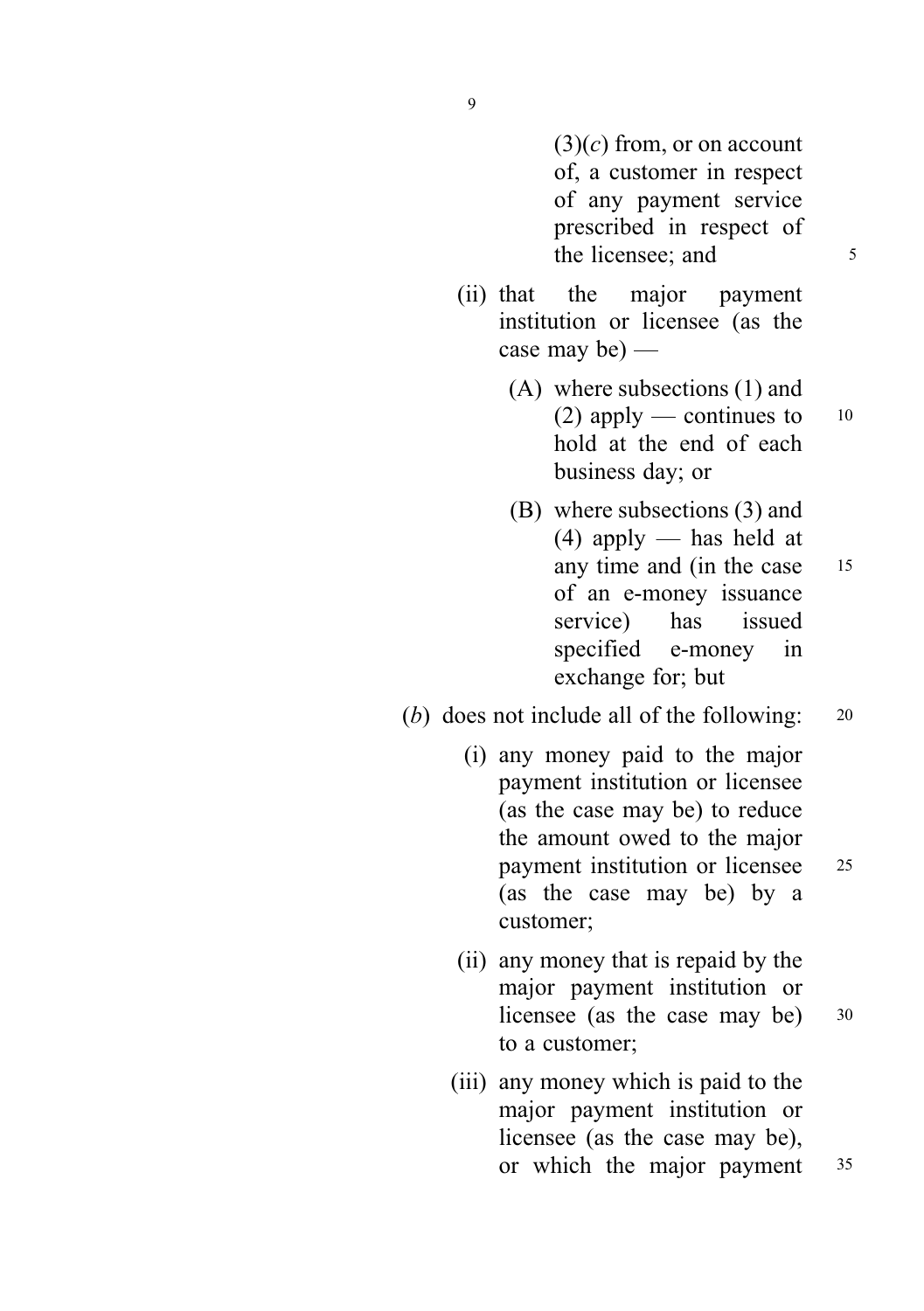(3)(*c*) from, or on account of, a customer in respect of any payment service prescribed in respect of the licensee; and

(ii) that the major payment institution or licensee (as the case may be) —

(A) where subsections (1) and (2) apply — continues to hold at the end of each business day; or

(B) where subsections (3) and (4) apply — has held at any time and (in the case of an e-money issuance service) has issued specified e-money in exchange for; but

(*b*) does not include all of the following:

(i) any money paid to the major payment institution or licensee (as the case may be) to reduce the amount owed to the major payment institution or licensee (as the case may be) by a customer;

(ii) any money that is repaid by the major payment institution or licensee (as the case may be) to a customer;

(iii) any money which is paid to the major payment institution or licensee (as the case may be), or which the major payment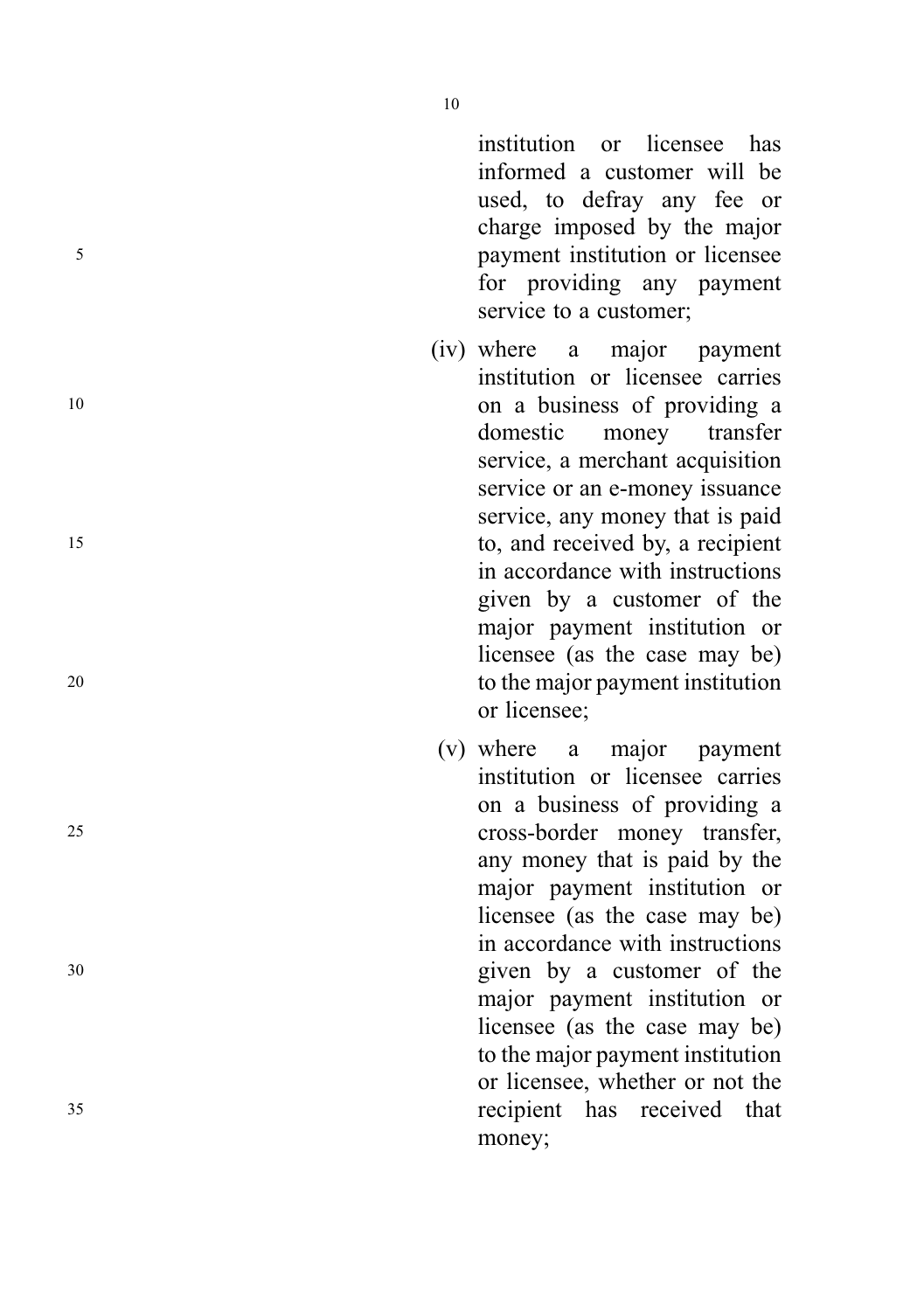institution or licensee has informed a customer will be used, to defray any fee or charge imposed by the major payment institution or licensee for providing any payment service to a customer;

(iv) where a major payment institution or licensee carries on a business of providing a domestic money transfer service, a merchant acquisition service or an e-money issuance service, any money that is paid to, and received by, a recipient in accordance with instructions given by a customer of the major payment institution or licensee (as the case may be) to the major payment institution or licensee;

(v) where a major payment institution or licensee carries on a business of providing a cross-border money transfer, any money that is paid by the major payment institution or licensee (as the case may be) in accordance with instructions given by a customer of the major payment institution or licensee (as the case may be) to the major payment institution or licensee, whether or not the recipient has received that money;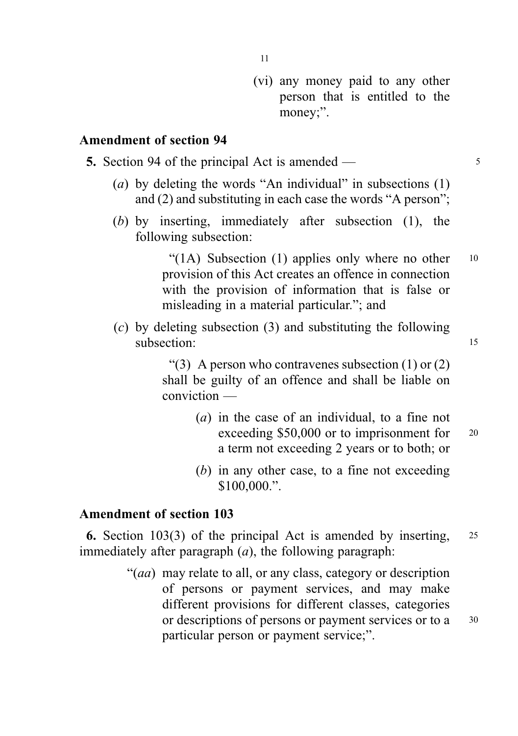(vi) any money paid to any other person that is entitled to the money;".

### Amendment of section 94

**5.** Section 94 of the principal Act is amended —

(*a*) by deleting the words "An individual" in subsections (1) and (2) and substituting in each case the words "A person";

(*b*) by inserting, immediately after subsection (1), the following subsection:

> "(1A) Subsection (1) applies only where no other provision of this Act creates an offence in connection with the provision of information that is false or misleading in a material particular."; and

(*c*) by deleting subsection (3) and substituting the following subsection:

> "(3) A person who contravenes subsection (1) or (2) shall be guilty of an offence and shall be liable on conviction —
>
> (*a*) in the case of an individual, to a fine not exceeding $50,000 or to imprisonment for a term not exceeding 2 years or to both; or
>
> (*b*) in any other case, to a fine not exceeding $100,000.".

### Amendment of section 103

**6.** Section 103(3) of the principal Act is amended by inserting, immediately after paragraph (*a*), the following paragraph:

> "(*aa*) may relate to all, or any class, category or description of persons or payment services, and may make different provisions for different classes, categories or descriptions of persons or payment services or to a particular person or payment service;".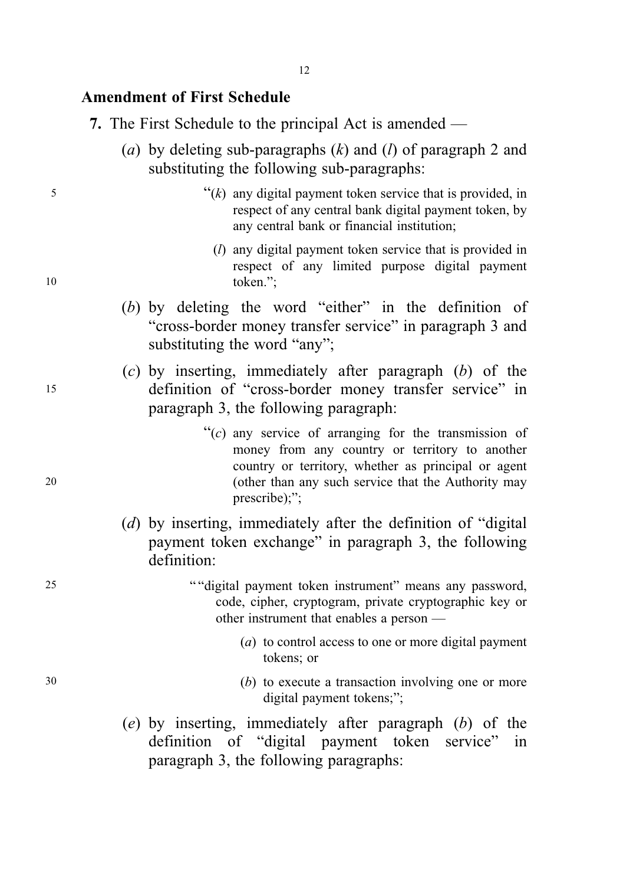**Amendment of First Schedule**

**7.** The First Schedule to the principal Act is amended —

(*a*) by deleting sub-paragraphs (*k*) and (*l*) of paragraph 2 and substituting the following sub-paragraphs:

"(*k*) any digital payment token service that is provided, in respect of any central bank digital payment token, by any central bank or financial institution;

(*l*) any digital payment token service that is provided in respect of any limited purpose digital payment token.";

(*b*) by deleting the word "either" in the definition of "cross-border money transfer service" in paragraph 3 and substituting the word "any";

(*c*) by inserting, immediately after paragraph (*b*) of the definition of "cross-border money transfer service" in paragraph 3, the following paragraph:

"(*c*) any service of arranging for the transmission of money from any country or territory to another country or territory, whether as principal or agent (other than any such service that the Authority may prescribe);";

(*d*) by inserting, immediately after the definition of "digital payment token exchange" in paragraph 3, the following definition:

""digital payment token instrument" means any password, code, cipher, cryptogram, private cryptographic key or other instrument that enables a person —

(*a*) to control access to one or more digital payment tokens; or

(*b*) to execute a transaction involving one or more digital payment tokens;";

(*e*) by inserting, immediately after paragraph (*b*) of the definition of "digital payment token service" in paragraph 3, the following paragraphs: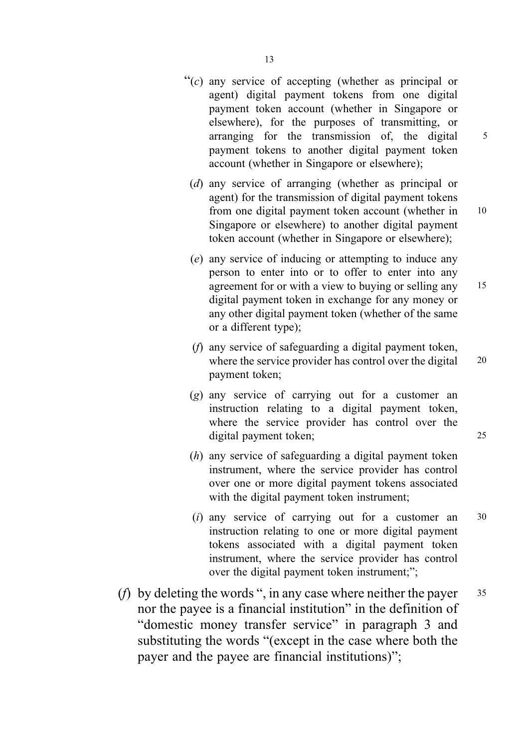"(*c*) any service of accepting (whether as principal or agent) digital payment tokens from one digital payment token account (whether in Singapore or elsewhere), for the purposes of transmitting, or arranging for the transmission of, the digital payment tokens to another digital payment token account (whether in Singapore or elsewhere);

(*d*) any service of arranging (whether as principal or agent) for the transmission of digital payment tokens from one digital payment token account (whether in Singapore or elsewhere) to another digital payment token account (whether in Singapore or elsewhere);

(*e*) any service of inducing or attempting to induce any person to enter into or to offer to enter into any agreement for or with a view to buying or selling any digital payment token in exchange for any money or any other digital payment token (whether of the same or a different type);

(*f*) any service of safeguarding a digital payment token, where the service provider has control over the digital payment token;

(*g*) any service of carrying out for a customer an instruction relating to a digital payment token, where the service provider has control over the digital payment token;

(*h*) any service of safeguarding a digital payment token instrument, where the service provider has control over one or more digital payment tokens associated with the digital payment token instrument;

(*i*) any service of carrying out for a customer an instruction relating to one or more digital payment tokens associated with a digital payment token instrument, where the service provider has control over the digital payment token instrument;";

(*f*) by deleting the words ", in any case where neither the payer nor the payee is a financial institution" in the definition of "domestic money transfer service" in paragraph 3 and substituting the words "(except in the case where both the payer and the payee are financial institutions)";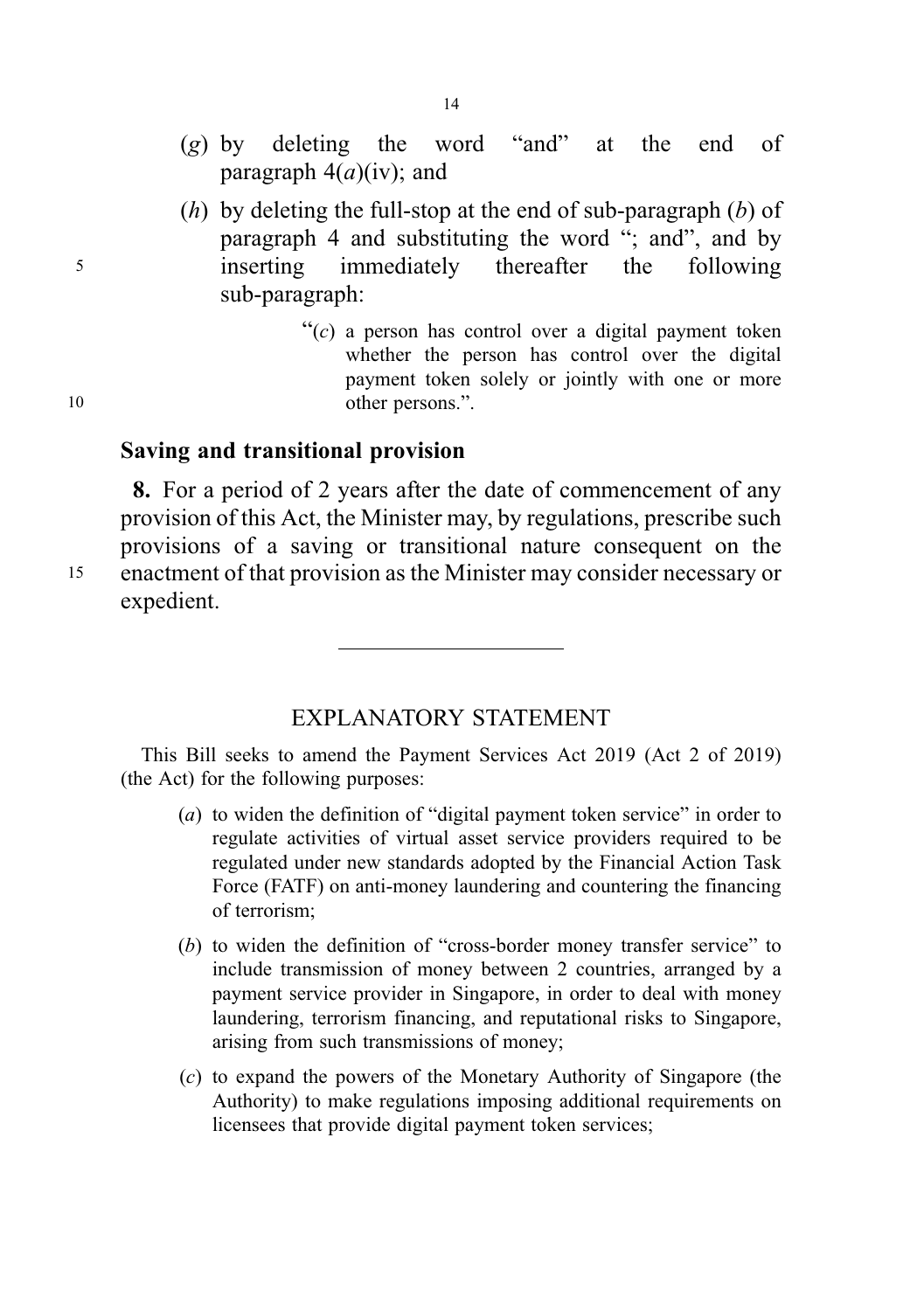(*g*) by deleting the word "and" at the end of paragraph 4(*a*)(iv); and

(*h*) by deleting the full-stop at the end of sub-paragraph (*b*) of paragraph 4 and substituting the word "; and", and by inserting immediately thereafter the following sub-paragraph:

> "(*c*) a person has control over a digital payment token whether the person has control over the digital payment token solely or jointly with one or more other persons.".

### Saving and transitional provision

**8.** For a period of 2 years after the date of commencement of any provision of this Act, the Minister may, by regulations, prescribe such provisions of a saving or transitional nature consequent on the enactment of that provision as the Minister may consider necessary or expedient.

---

## EXPLANATORY STATEMENT

This Bill seeks to amend the Payment Services Act 2019 (Act 2 of 2019) (the Act) for the following purposes:

(*a*) to widen the definition of "digital payment token service" in order to regulate activities of virtual asset service providers required to be regulated under new standards adopted by the Financial Action Task Force (FATF) on anti-money laundering and countering the financing of terrorism;

(*b*) to widen the definition of "cross-border money transfer service" to include transmission of money between 2 countries, arranged by a payment service provider in Singapore, in order to deal with money laundering, terrorism financing, and reputational risks to Singapore, arising from such transmissions of money;

(*c*) to expand the powers of the Monetary Authority of Singapore (the Authority) to make regulations imposing additional requirements on licensees that provide digital payment token services;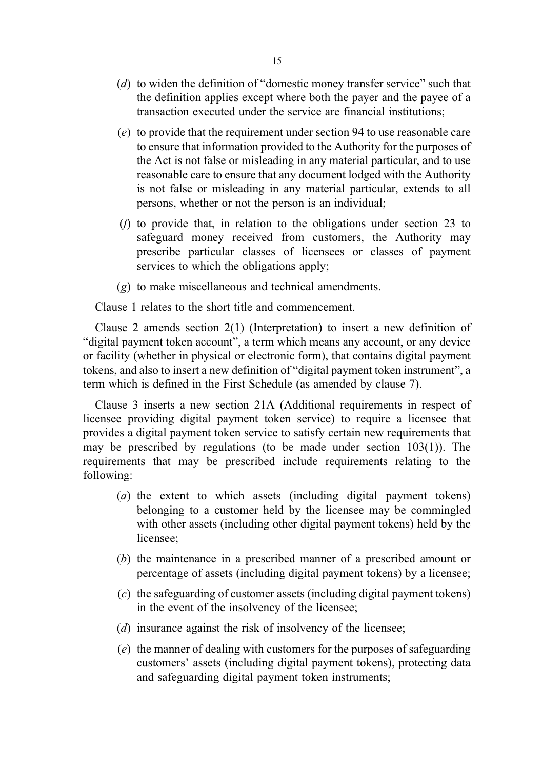(*d*) to widen the definition of "domestic money transfer service" such that the definition applies except where both the payer and the payee of a transaction executed under the service are financial institutions;

(*e*) to provide that the requirement under section 94 to use reasonable care to ensure that information provided to the Authority for the purposes of the Act is not false or misleading in any material particular, and to use reasonable care to ensure that any document lodged with the Authority is not false or misleading in any material particular, extends to all persons, whether or not the person is an individual;

(*f*) to provide that, in relation to the obligations under section 23 to safeguard money received from customers, the Authority may prescribe particular classes of licensees or classes of payment services to which the obligations apply;

(*g*) to make miscellaneous and technical amendments.

Clause 1 relates to the short title and commencement.

Clause 2 amends section 2(1) (Interpretation) to insert a new definition of "digital payment token account", a term which means any account, or any device or facility (whether in physical or electronic form), that contains digital payment tokens, and also to insert a new definition of "digital payment token instrument", a term which is defined in the First Schedule (as amended by clause 7).

Clause 3 inserts a new section 21A (Additional requirements in respect of licensee providing digital payment token service) to require a licensee that provides a digital payment token service to satisfy certain new requirements that may be prescribed by regulations (to be made under section 103(1)). The requirements that may be prescribed include requirements relating to the following:

(*a*) the extent to which assets (including digital payment tokens) belonging to a customer held by the licensee may be commingled with other assets (including other digital payment tokens) held by the licensee;

(*b*) the maintenance in a prescribed manner of a prescribed amount or percentage of assets (including digital payment tokens) by a licensee;

(*c*) the safeguarding of customer assets (including digital payment tokens) in the event of the insolvency of the licensee;

(*d*) insurance against the risk of insolvency of the licensee;

(*e*) the manner of dealing with customers for the purposes of safeguarding customers' assets (including digital payment tokens), protecting data and safeguarding digital payment token instruments;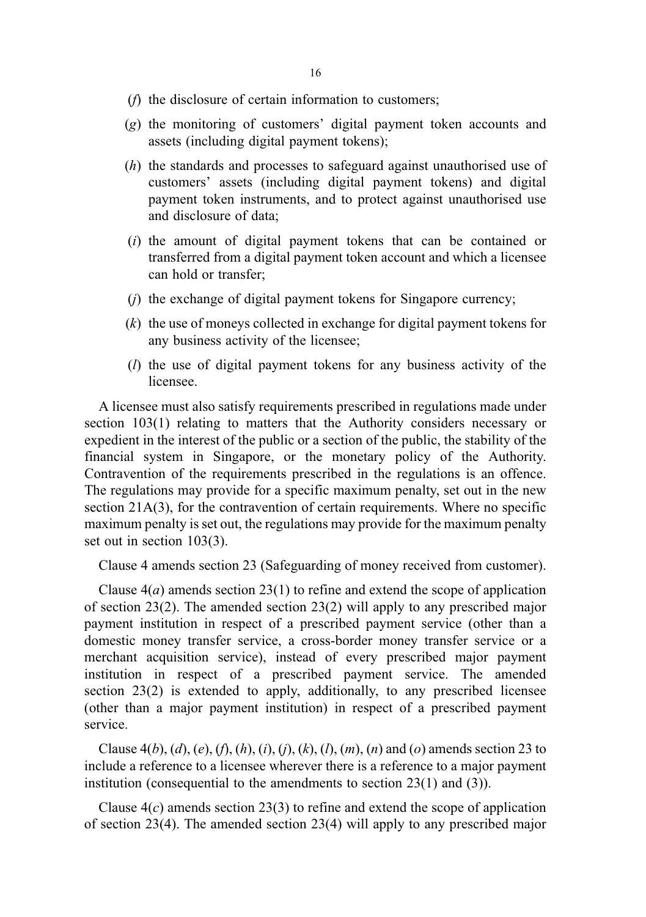(*f*) the disclosure of certain information to customers;

(*g*) the monitoring of customers' digital payment token accounts and assets (including digital payment tokens);

(*h*) the standards and processes to safeguard against unauthorised use of customers' assets (including digital payment tokens) and digital payment token instruments, and to protect against unauthorised use and disclosure of data;

(*i*) the amount of digital payment tokens that can be contained or transferred from a digital payment token account and which a licensee can hold or transfer;

(*j*) the exchange of digital payment tokens for Singapore currency;

(*k*) the use of moneys collected in exchange for digital payment tokens for any business activity of the licensee;

(*l*) the use of digital payment tokens for any business activity of the licensee.

A licensee must also satisfy requirements prescribed in regulations made under section 103(1) relating to matters that the Authority considers necessary or expedient in the interest of the public or a section of the public, the stability of the financial system in Singapore, or the monetary policy of the Authority. Contravention of the requirements prescribed in the regulations is an offence. The regulations may provide for a specific maximum penalty, set out in the new section 21A(3), for the contravention of certain requirements. Where no specific maximum penalty is set out, the regulations may provide for the maximum penalty set out in section 103(3).

Clause 4 amends section 23 (Safeguarding of money received from customer).

Clause 4(*a*) amends section 23(1) to refine and extend the scope of application of section 23(2). The amended section 23(2) will apply to any prescribed major payment institution in respect of a prescribed payment service (other than a domestic money transfer service, a cross-border money transfer service or a merchant acquisition service), instead of every prescribed major payment institution in respect of a prescribed payment service. The amended section 23(2) is extended to apply, additionally, to any prescribed licensee (other than a major payment institution) in respect of a prescribed payment service.

Clause 4(*b*), (*d*), (*e*), (*f*), (*h*), (*i*), (*j*), (*k*), (*l*), (*m*), (*n*) and (*o*) amends section 23 to include a reference to a licensee wherever there is a reference to a major payment institution (consequential to the amendments to section 23(1) and (3)).

Clause 4(*c*) amends section 23(3) to refine and extend the scope of application of section 23(4). The amended section 23(4) will apply to any prescribed major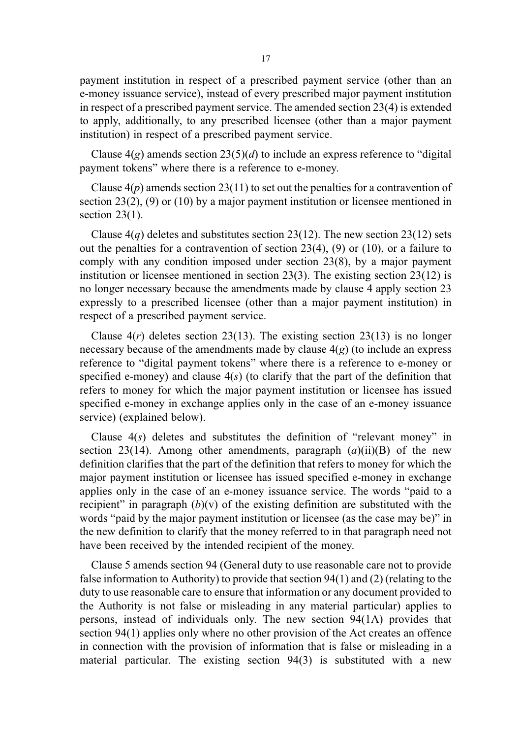payment institution in respect of a prescribed payment service (other than an e-money issuance service), instead of every prescribed major payment institution in respect of a prescribed payment service. The amended section 23(4) is extended to apply, additionally, to any prescribed licensee (other than a major payment institution) in respect of a prescribed payment service.

Clause 4(*g*) amends section 23(5)(*d*) to include an express reference to "digital payment tokens" where there is a reference to e-money.

Clause 4(*p*) amends section 23(11) to set out the penalties for a contravention of section 23(2), (9) or (10) by a major payment institution or licensee mentioned in section 23(1).

Clause 4(*q*) deletes and substitutes section 23(12). The new section 23(12) sets out the penalties for a contravention of section 23(4), (9) or (10), or a failure to comply with any condition imposed under section 23(8), by a major payment institution or licensee mentioned in section 23(3). The existing section 23(12) is no longer necessary because the amendments made by clause 4 apply section 23 expressly to a prescribed licensee (other than a major payment institution) in respect of a prescribed payment service.

Clause 4(*r*) deletes section 23(13). The existing section 23(13) is no longer necessary because of the amendments made by clause 4(*g*) (to include an express reference to "digital payment tokens" where there is a reference to e-money or specified e-money) and clause 4(*s*) (to clarify that the part of the definition that refers to money for which the major payment institution or licensee has issued specified e-money in exchange applies only in the case of an e-money issuance service) (explained below).

Clause 4(*s*) deletes and substitutes the definition of "relevant money" in section 23(14). Among other amendments, paragraph (*a*)(ii)(B) of the new definition clarifies that the part of the definition that refers to money for which the major payment institution or licensee has issued specified e-money in exchange applies only in the case of an e-money issuance service. The words "paid to a recipient" in paragraph (*b*)(v) of the existing definition are substituted with the words "paid by the major payment institution or licensee (as the case may be)" in the new definition to clarify that the money referred to in that paragraph need not have been received by the intended recipient of the money.

Clause 5 amends section 94 (General duty to use reasonable care not to provide false information to Authority) to provide that section 94(1) and (2) (relating to the duty to use reasonable care to ensure that information or any document provided to the Authority is not false or misleading in any material particular) applies to persons, instead of individuals only. The new section 94(1A) provides that section 94(1) applies only where no other provision of the Act creates an offence in connection with the provision of information that is false or misleading in a material particular. The existing section 94(3) is substituted with a new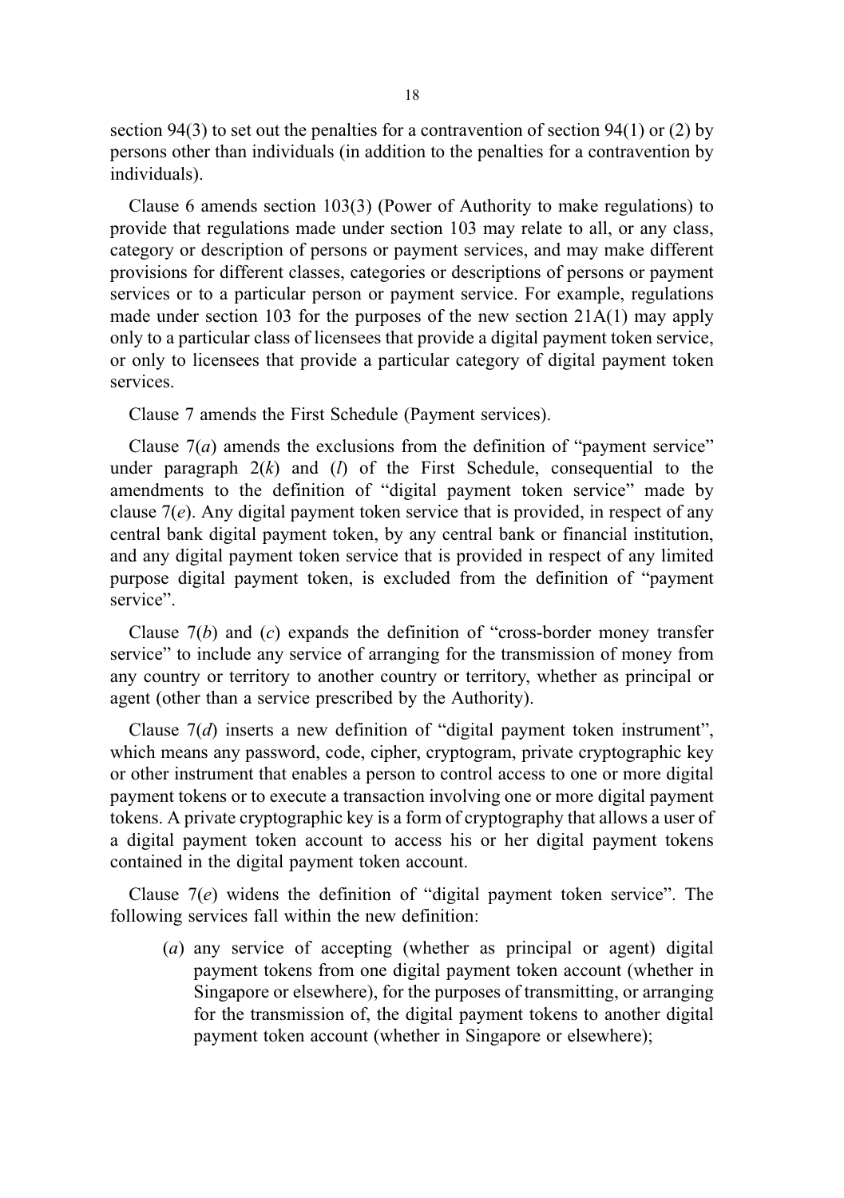section 94(3) to set out the penalties for a contravention of section 94(1) or (2) by persons other than individuals (in addition to the penalties for a contravention by individuals).

Clause 6 amends section 103(3) (Power of Authority to make regulations) to provide that regulations made under section 103 may relate to all, or any class, category or description of persons or payment services, and may make different provisions for different classes, categories or descriptions of persons or payment services or to a particular person or payment service. For example, regulations made under section 103 for the purposes of the new section 21A(1) may apply only to a particular class of licensees that provide a digital payment token service, or only to licensees that provide a particular category of digital payment token services.

Clause 7 amends the First Schedule (Payment services).

Clause 7(*a*) amends the exclusions from the definition of "payment service" under paragraph 2(*k*) and (*l*) of the First Schedule, consequential to the amendments to the definition of "digital payment token service" made by clause 7(*e*). Any digital payment token service that is provided, in respect of any central bank digital payment token, by any central bank or financial institution, and any digital payment token service that is provided in respect of any limited purpose digital payment token, is excluded from the definition of "payment service".

Clause 7(*b*) and (*c*) expands the definition of "cross-border money transfer service" to include any service of arranging for the transmission of money from any country or territory to another country or territory, whether as principal or agent (other than a service prescribed by the Authority).

Clause 7(*d*) inserts a new definition of "digital payment token instrument", which means any password, code, cipher, cryptogram, private cryptographic key or other instrument that enables a person to control access to one or more digital payment tokens or to execute a transaction involving one or more digital payment tokens. A private cryptographic key is a form of cryptography that allows a user of a digital payment token account to access his or her digital payment tokens contained in the digital payment token account.

Clause 7(*e*) widens the definition of "digital payment token service". The following services fall within the new definition:

(*a*) any service of accepting (whether as principal or agent) digital payment tokens from one digital payment token account (whether in Singapore or elsewhere), for the purposes of transmitting, or arranging for the transmission of, the digital payment tokens to another digital payment token account (whether in Singapore or elsewhere);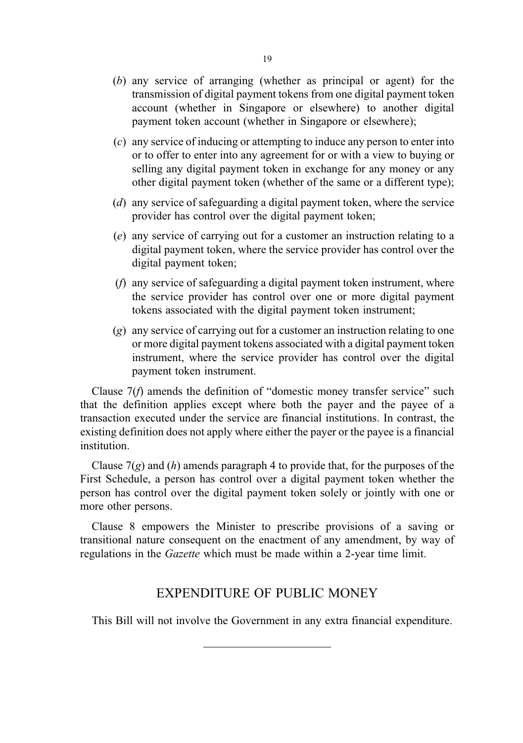(*b*) any service of arranging (whether as principal or agent) for the transmission of digital payment tokens from one digital payment token account (whether in Singapore or elsewhere) to another digital payment token account (whether in Singapore or elsewhere);

(*c*) any service of inducing or attempting to induce any person to enter into or to offer to enter into any agreement for or with a view to buying or selling any digital payment token in exchange for any money or any other digital payment token (whether of the same or a different type);

(*d*) any service of safeguarding a digital payment token, where the service provider has control over the digital payment token;

(*e*) any service of carrying out for a customer an instruction relating to a digital payment token, where the service provider has control over the digital payment token;

(*f*) any service of safeguarding a digital payment token instrument, where the service provider has control over one or more digital payment tokens associated with the digital payment token instrument;

(*g*) any service of carrying out for a customer an instruction relating to one or more digital payment tokens associated with a digital payment token instrument, where the service provider has control over the digital payment token instrument.

Clause 7(*f*) amends the definition of "domestic money transfer service" such that the definition applies except where both the payer and the payee of a transaction executed under the service are financial institutions. In contrast, the existing definition does not apply where either the payer or the payee is a financial institution.

Clause 7(*g*) and (*h*) amends paragraph 4 to provide that, for the purposes of the First Schedule, a person has control over a digital payment token whether the person has control over the digital payment token solely or jointly with one or more other persons.

Clause 8 empowers the Minister to prescribe provisions of a saving or transitional nature consequent on the enactment of any amendment, by way of regulations in the *Gazette* which must be made within a 2-year time limit.

## EXPENDITURE OF PUBLIC MONEY

This Bill will not involve the Government in any extra financial expenditure.